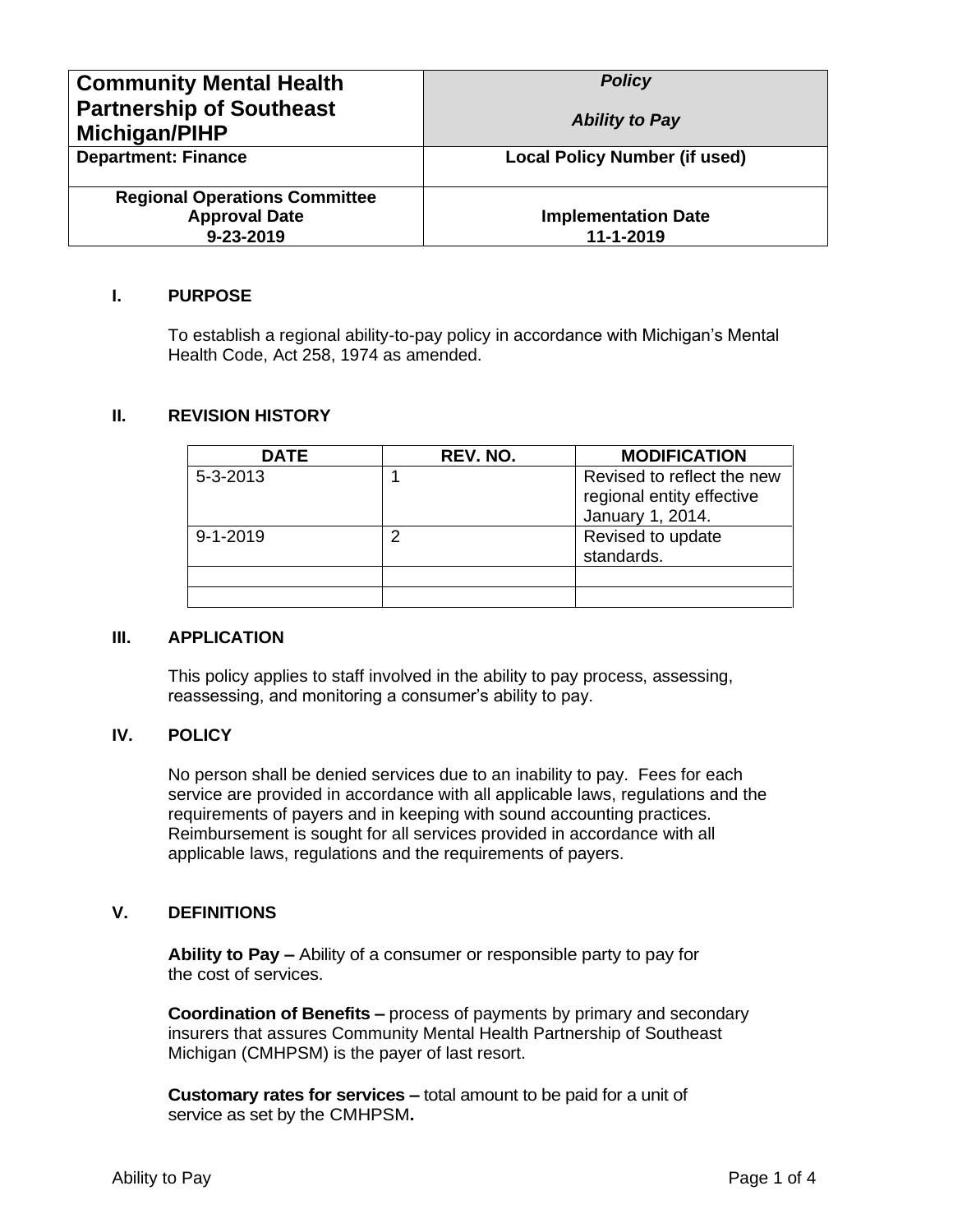| Community Mental Health Partnership of Southeast Michigan/PIHP | *Policy* <br> *Ability to Pay* |
| --- | --- |
| **Department: Finance** | **Local Policy Number (if used)** |
| **Regional Operations Committee Approval Date 9-23-2019** | **Implementation Date 11-1-2019** |

## I. PURPOSE

To establish a regional ability-to-pay policy in accordance with Michigan's Mental Health Code, Act 258, 1974 as amended.

## II. REVISION HISTORY

| DATE | REV. NO. | MODIFICATION |
| --- | --- | --- |
| 5-3-2013 | 1 | Revised to reflect the new regional entity effective January 1, 2014. |
| 9-1-2019 | 2 | Revised to update standards. |
| | | |
| | | |

## III. APPLICATION

This policy applies to staff involved in the ability to pay process, assessing, reassessing, and monitoring a consumer's ability to pay.

## IV. POLICY

No person shall be denied services due to an inability to pay. Fees for each service are provided in accordance with all applicable laws, regulations and the requirements of payers and in keeping with sound accounting practices. Reimbursement is sought for all services provided in accordance with all applicable laws, regulations and the requirements of payers.

## V. DEFINITIONS

**Ability to Pay –** Ability of a consumer or responsible party to pay for the cost of services.

**Coordination of Benefits –** process of payments by primary and secondary insurers that assures Community Mental Health Partnership of Southeast Michigan (CMHPSM) is the payer of last resort.

**Customary rates for services –** total amount to be paid for a unit of service as set by the CMHPSM**.**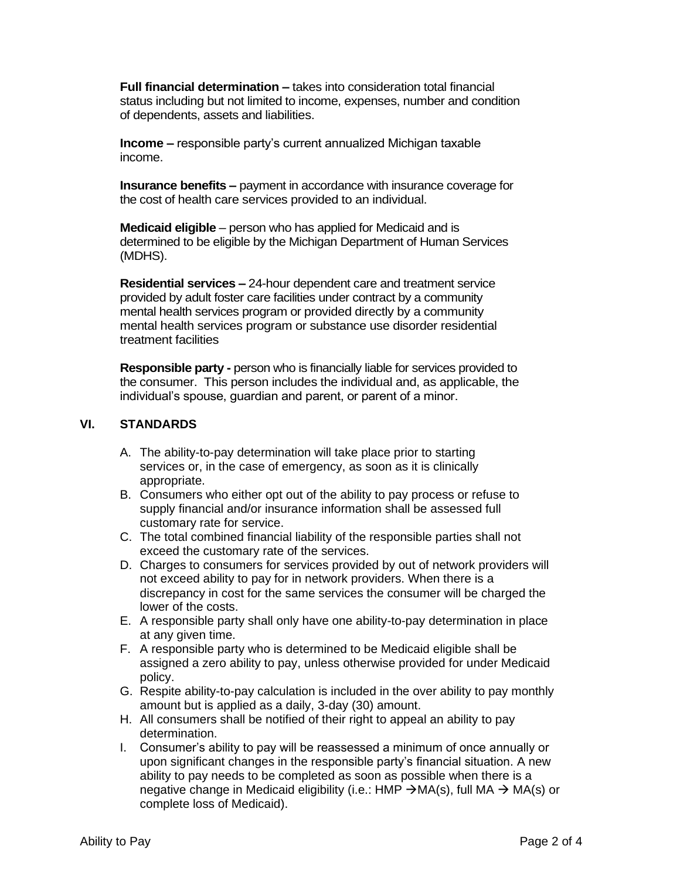**Full financial determination –** takes into consideration total financial status including but not limited to income, expenses, number and condition of dependents, assets and liabilities.

**Income –** responsible party's current annualized Michigan taxable income.

**Insurance benefits –** payment in accordance with insurance coverage for the cost of health care services provided to an individual.

**Medicaid eligible** – person who has applied for Medicaid and is determined to be eligible by the Michigan Department of Human Services (MDHS).

**Residential services –** 24-hour dependent care and treatment service provided by adult foster care facilities under contract by a community mental health services program or provided directly by a community mental health services program or substance use disorder residential treatment facilities

**Responsible party -** person who is financially liable for services provided to the consumer. This person includes the individual and, as applicable, the individual's spouse, guardian and parent, or parent of a minor.

## VI. STANDARDS

A. The ability-to-pay determination will take place prior to starting services or, in the case of emergency, as soon as it is clinically appropriate.
B. Consumers who either opt out of the ability to pay process or refuse to supply financial and/or insurance information shall be assessed full customary rate for service.
C. The total combined financial liability of the responsible parties shall not exceed the customary rate of the services.
D. Charges to consumers for services provided by out of network providers will not exceed ability to pay for in network providers. When there is a discrepancy in cost for the same services the consumer will be charged the lower of the costs.
E. A responsible party shall only have one ability-to-pay determination in place at any given time.
F. A responsible party who is determined to be Medicaid eligible shall be assigned a zero ability to pay, unless otherwise provided for under Medicaid policy.
G. Respite ability-to-pay calculation is included in the over ability to pay monthly amount but is applied as a daily, 3-day (30) amount.
H. All consumers shall be notified of their right to appeal an ability to pay determination.
I. Consumer's ability to pay will be reassessed a minimum of once annually or upon significant changes in the responsible party's financial situation. A new ability to pay needs to be completed as soon as possible when there is a negative change in Medicaid eligibility (i.e.: HMP → MA(s), full MA → MA(s) or complete loss of Medicaid).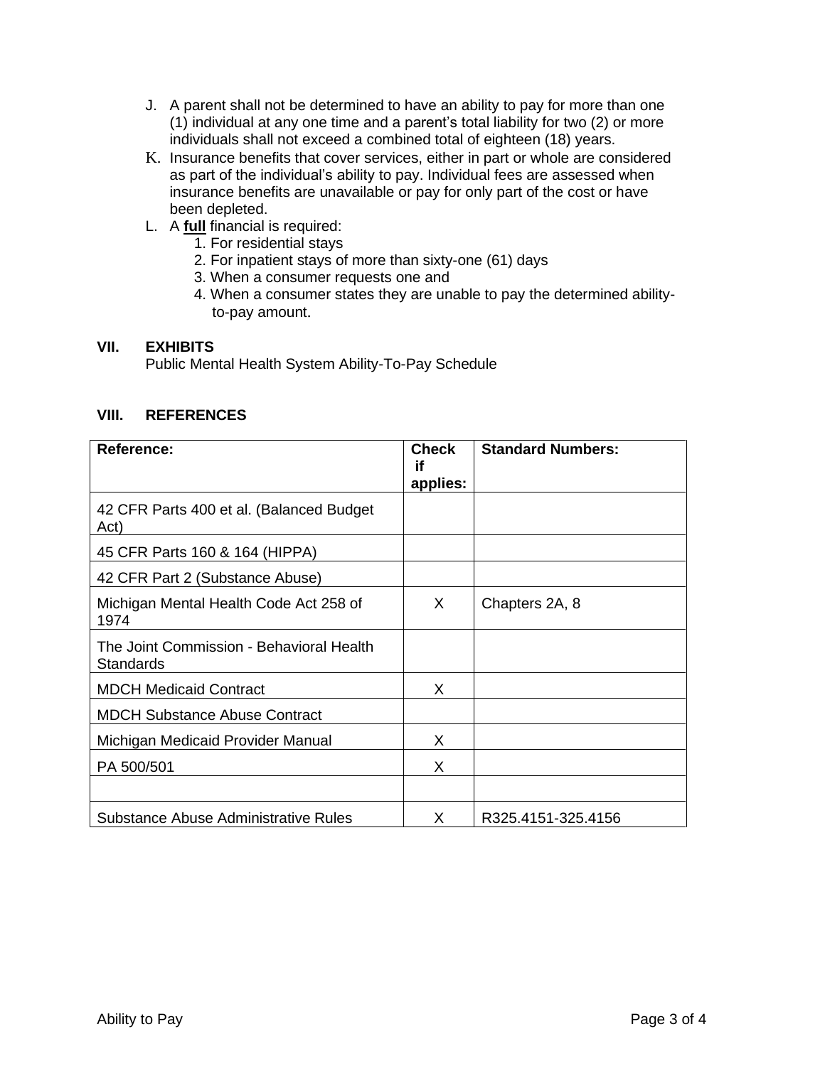J. A parent shall not be determined to have an ability to pay for more than one (1) individual at any one time and a parent's total liability for two (2) or more individuals shall not exceed a combined total of eighteen (18) years.

K. Insurance benefits that cover services, either in part or whole are considered as part of the individual's ability to pay. Individual fees are assessed when insurance benefits are unavailable or pay for only part of the cost or have been depleted.

L. A **full** financial is required:
   1. For residential stays
   2. For inpatient stays of more than sixty-one (61) days
   3. When a consumer requests one and
   4. When a consumer states they are unable to pay the determined ability-to-pay amount.

## VII. EXHIBITS

Public Mental Health System Ability-To-Pay Schedule

## VIII. REFERENCES

| Reference: | Check if applies: | Standard Numbers: |
|---|---|---|
| 42 CFR Parts 400 et al. (Balanced Budget Act) | | |
| 45 CFR Parts 160 & 164 (HIPPA) | | |
| 42 CFR Part 2 (Substance Abuse) | | |
| Michigan Mental Health Code Act 258 of 1974 | X | Chapters 2A, 8 |
| The Joint Commission - Behavioral Health Standards | | |
| MDCH Medicaid Contract | X | |
| MDCH Substance Abuse Contract | | |
| Michigan Medicaid Provider Manual | X | |
| PA 500/501 | X | |
| | | |
| Substance Abuse Administrative Rules | X | R325.4151-325.4156 |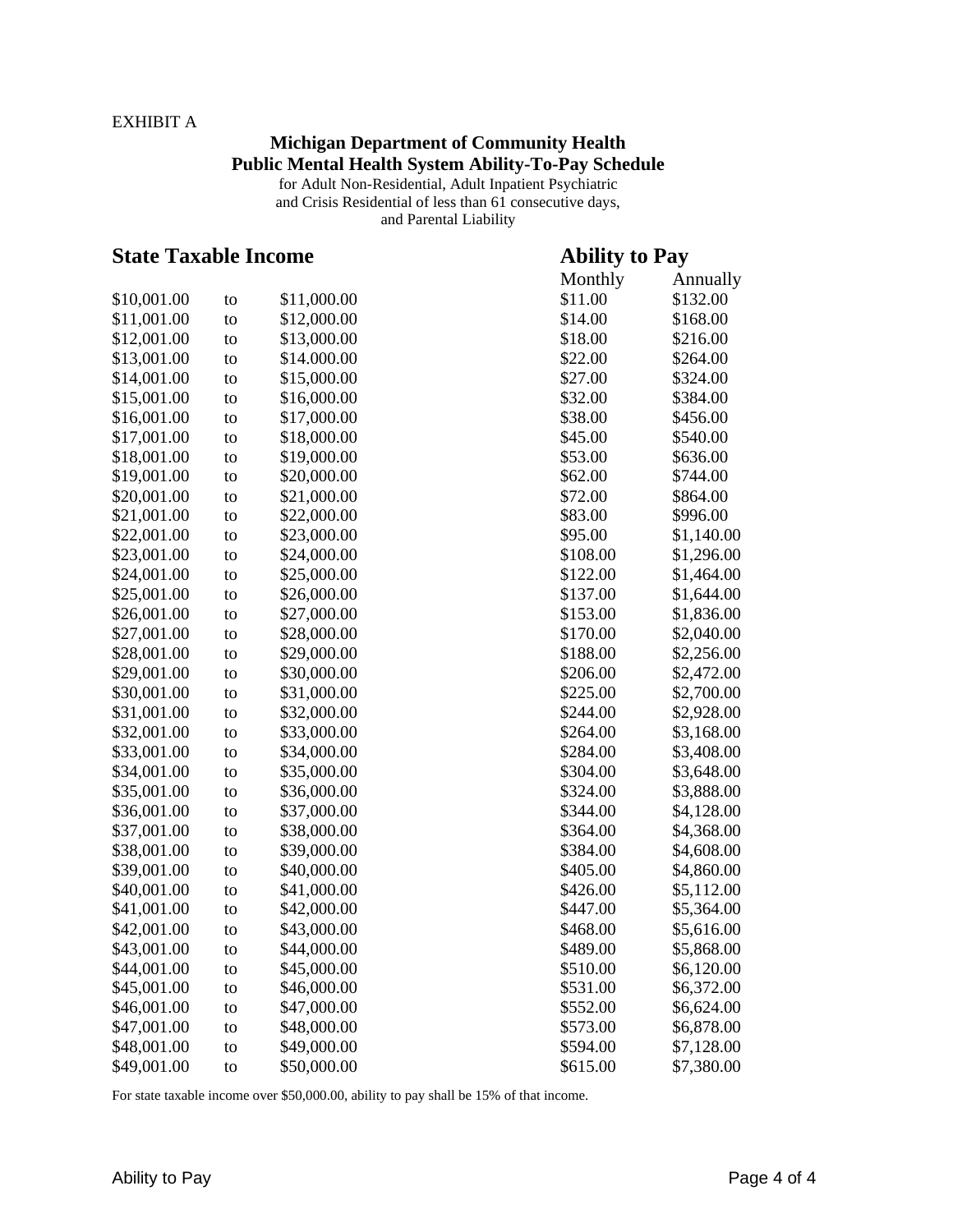EXHIBIT A

**Michigan Department of Community Health**
**Public Mental Health System Ability-To-Pay Schedule**

for Adult Non-Residential, Adult Inpatient Psychiatric
and Crisis Residential of less than 61 consecutive days,
and Parental Liability

| **State Taxable Income** | | | **Ability to Pay** | |
|---|---|---|---|---|
| | | | Monthly | Annually |
| $10,001.00 | to | $11,000.00 | $11.00 | $132.00 |
| $11,001.00 | to | $12,000.00 | $14.00 | $168.00 |
| $12,001.00 | to | $13,000.00 | $18.00 | $216.00 |
| $13,001.00 | to | $14.000.00 | $22.00 | $264.00 |
| $14,001.00 | to | $15,000.00 | $27.00 | $324.00 |
| $15,001.00 | to | $16,000.00 | $32.00 | $384.00 |
| $16,001.00 | to | $17,000.00 | $38.00 | $456.00 |
| $17,001.00 | to | $18,000.00 | $45.00 | $540.00 |
| $18,001.00 | to | $19,000.00 | $53.00 | $636.00 |
| $19,001.00 | to | $20,000.00 | $62.00 | $744.00 |
| $20,001.00 | to | $21,000.00 | $72.00 | $864.00 |
| $21,001.00 | to | $22,000.00 | $83.00 | $996.00 |
| $22,001.00 | to | $23,000.00 | $95.00 | $1,140.00 |
| $23,001.00 | to | $24,000.00 | $108.00 | $1,296.00 |
| $24,001.00 | to | $25,000.00 | $122.00 | $1,464.00 |
| $25,001.00 | to | $26,000.00 | $137.00 | $1,644.00 |
| $26,001.00 | to | $27,000.00 | $153.00 | $1,836.00 |
| $27,001.00 | to | $28,000.00 | $170.00 | $2,040.00 |
| $28,001.00 | to | $29,000.00 | $188.00 | $2,256.00 |
| $29,001.00 | to | $30,000.00 | $206.00 | $2,472.00 |
| $30,001.00 | to | $31,000.00 | $225.00 | $2,700.00 |
| $31,001.00 | to | $32,000.00 | $244.00 | $2,928.00 |
| $32,001.00 | to | $33,000.00 | $264.00 | $3,168.00 |
| $33,001.00 | to | $34,000.00 | $284.00 | $3,408.00 |
| $34,001.00 | to | $35,000.00 | $304.00 | $3,648.00 |
| $35,001.00 | to | $36,000.00 | $324.00 | $3,888.00 |
| $36,001.00 | to | $37,000.00 | $344.00 | $4,128.00 |
| $37,001.00 | to | $38,000.00 | $364.00 | $4,368.00 |
| $38,001.00 | to | $39,000.00 | $384.00 | $4,608.00 |
| $39,001.00 | to | $40,000.00 | $405.00 | $4,860.00 |
| $40,001.00 | to | $41,000.00 | $426.00 | $5,112.00 |
| $41,001.00 | to | $42,000.00 | $447.00 | $5,364.00 |
| $42,001.00 | to | $43,000.00 | $468.00 | $5,616.00 |
| $43,001.00 | to | $44,000.00 | $489.00 | $5,868.00 |
| $44,001.00 | to | $45,000.00 | $510.00 | $6,120.00 |
| $45,001.00 | to | $46,000.00 | $531.00 | $6,372.00 |
| $46,001.00 | to | $47,000.00 | $552.00 | $6,624.00 |
| $47,001.00 | to | $48,000.00 | $573.00 | $6,878.00 |
| $48,001.00 | to | $49,000.00 | $594.00 | $7,128.00 |
| $49,001.00 | to | $50,000.00 | $615.00 | $7,380.00 |

For state taxable income over $50,000.00, ability to pay shall be 15% of that income.